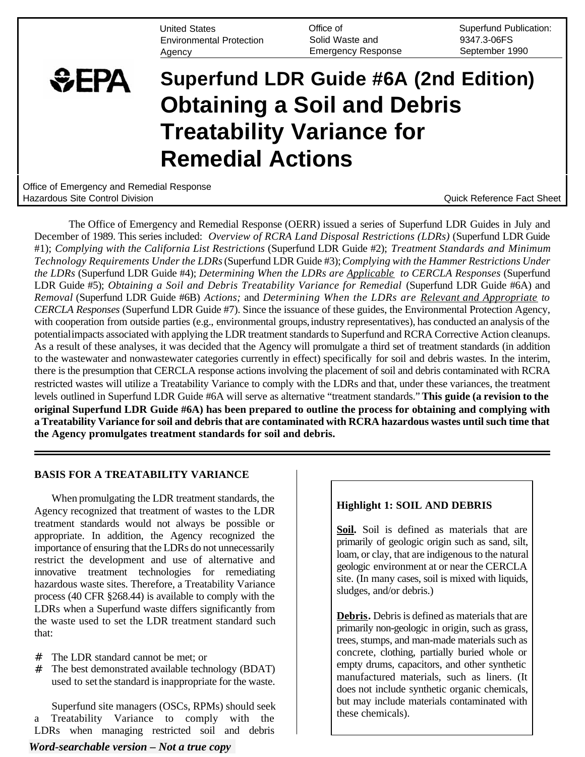United States Environmental Protection Agency | Office of Solid Waste and Emergency Response | Superfund Publication: 9347.3-06FS September 1990

EPA

# Superfund LDR Guide #6A (2nd Edition) Obtaining a Soil and Debris Treatability Variance for Remedial Actions

Office of Emergency and Remedial Response
Hazardous Site Control Division

Quick Reference Fact Sheet

The Office of Emergency and Remedial Response (OERR) issued a series of Superfund LDR Guides in July and December of 1989. This series included: *Overview of RCRA Land Disposal Restrictions (LDRs)* (Superfund LDR Guide #1); *Complying with the California List Restrictions* (Superfund LDR Guide #2); *Treatment Standards and Minimum Technology Requirements Under the LDRs* (Superfund LDR Guide #3); *Complying with the Hammer Restrictions Under the LDRs* (Superfund LDR Guide #4); *Determining When the LDRs are Applicable to CERCLA Responses* (Superfund LDR Guide #5); *Obtaining a Soil and Debris Treatability Variance for Remedial* (Superfund LDR Guide #6A) and *Removal* (Superfund LDR Guide #6B) *Actions;* and *Determining When the LDRs are Relevant and Appropriate to CERCLA Responses* (Superfund LDR Guide #7). Since the issuance of these guides, the Environmental Protection Agency, with cooperation from outside parties (e.g., environmental groups, industry representatives), has conducted an analysis of the potential impacts associated with applying the LDR treatment standards to Superfund and RCRA Corrective Action cleanups. As a result of these analyses, it was decided that the Agency will promulgate a third set of treatment standards (in addition to the wastewater and nonwastewater categories currently in effect) specifically for soil and debris wastes. In the interim, there is the presumption that CERCLA response actions involving the placement of soil and debris contaminated with RCRA restricted wastes will utilize a Treatability Variance to comply with the LDRs and that, under these variances, the treatment levels outlined in Superfund LDR Guide #6A will serve as alternative "treatment standards." **This guide (a revision to the original Superfund LDR Guide #6A) has been prepared to outline the process for obtaining and complying with a Treatability Variance for soil and debris that are contaminated with RCRA hazardous wastes until such time that the Agency promulgates treatment standards for soil and debris.**

## BASIS FOR A TREATABILITY VARIANCE

When promulgating the LDR treatment standards, the Agency recognized that treatment of wastes to the LDR treatment standards would not always be possible or appropriate. In addition, the Agency recognized the importance of ensuring that the LDRs do not unnecessarily restrict the development and use of alternative and innovative treatment technologies for remediating hazardous waste sites. Therefore, a Treatability Variance process (40 CFR §268.44) is available to comply with the LDRs when a Superfund waste differs significantly from the waste used to set the LDR treatment standard such that:

- The LDR standard cannot be met; or
- The best demonstrated available technology (BDAT) used to set the standard is inappropriate for the waste.

Superfund site managers (OSCs, RPMs) should seek a Treatability Variance to comply with the LDRs when managing restricted soil and debris

> **Highlight 1: SOIL AND DEBRIS**
>
> **Soil.** Soil is defined as materials that are primarily of geologic origin such as sand, silt, loam, or clay, that are indigenous to the natural geologic environment at or near the CERCLA site. (In many cases, soil is mixed with liquids, sludges, and/or debris.)
>
> **Debris.** Debris is defined as materials that are primarily non-geologic in origin, such as grass, trees, stumps, and man-made materials such as concrete, clothing, partially buried whole or empty drums, capacitors, and other synthetic manufactured materials, such as liners. (It does not include synthetic organic chemicals, but may include materials contaminated with these chemicals).

*Word-searchable version – Not a true copy*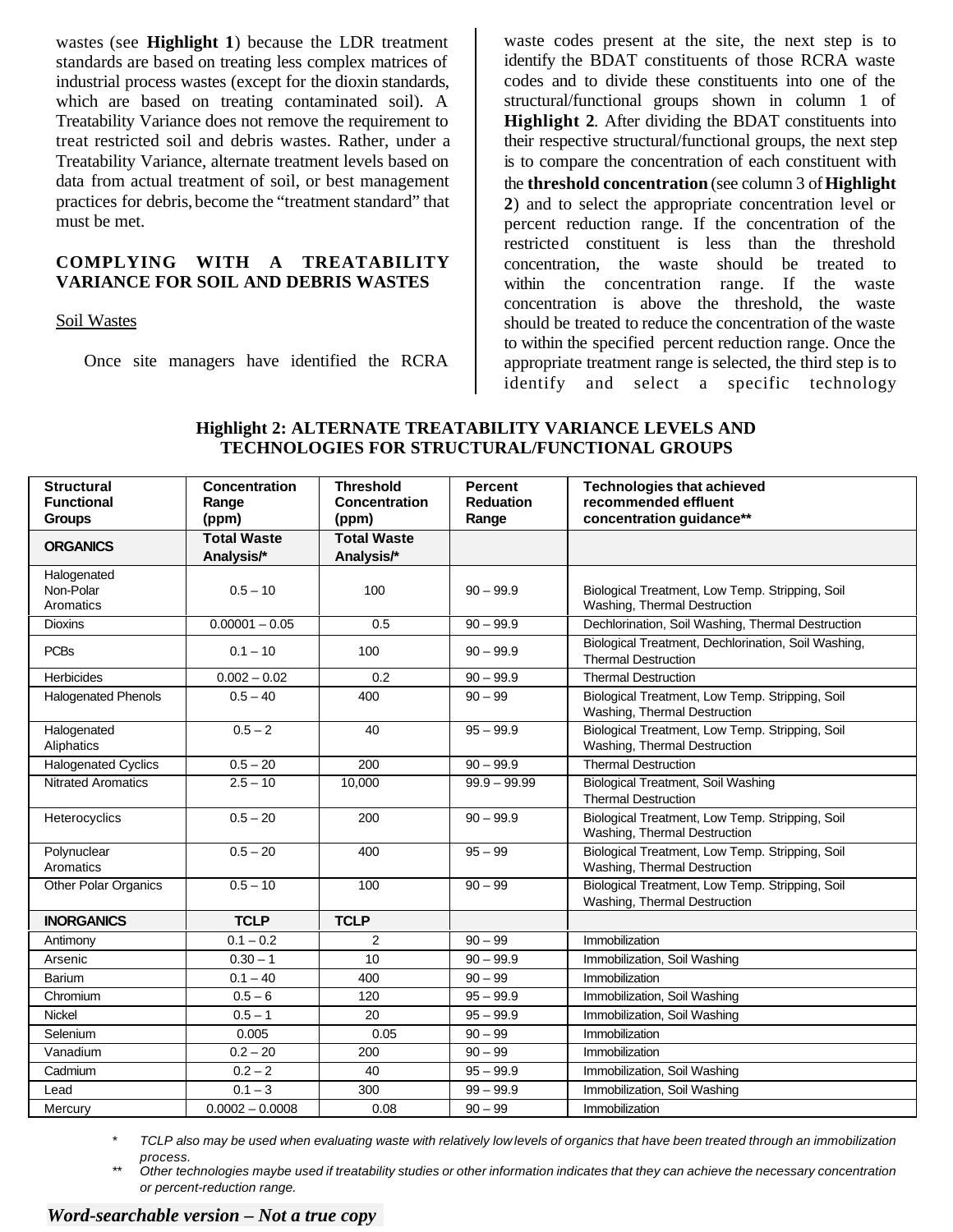wastes (see **Highlight 1**) because the LDR treatment standards are based on treating less complex matrices of industrial process wastes (except for the dioxin standards, which are based on treating contaminated soil). A Treatability Variance does not remove the requirement to treat restricted soil and debris wastes. Rather, under a Treatability Variance, alternate treatment levels based on data from actual treatment of soil, or best management practices for debris, become the "treatment standard" that must be met.

## COMPLYING WITH A TREATABILITY VARIANCE FOR SOIL AND DEBRIS WASTES

### Soil Wastes

Once site managers have identified the RCRA waste codes present at the site, the next step is to identify the BDAT constituents of those RCRA waste codes and to divide these constituents into one of the structural/functional groups shown in column 1 of **Highlight 2**. After dividing the BDAT constituents into their respective structural/functional groups, the next step is to compare the concentration of each constituent with the **threshold concentration** (see column 3 of **Highlight 2**) and to select the appropriate concentration level or percent reduction range. If the concentration of the restricted constituent is less than the threshold concentration, the waste should be treated to within the concentration range. If the waste concentration is above the threshold, the waste should be treated to reduce the concentration of the waste to within the specified percent reduction range. Once the appropriate treatment range is selected, the third step is to identify and select a specific technology

**Highlight 2: ALTERNATE TREATABILITY VARIANCE LEVELS AND TECHNOLOGIES FOR STRUCTURAL/FUNCTIONAL GROUPS**

| Structural Functional Groups | Concentration Range (ppm) | Threshold Concentration (ppm) | Percent Reduation Range | Technologies that achieved recommended effluent concentration guidance** |
|---|---|---|---|---|
| **ORGANICS** | **Total Waste Analysis/*** | **Total Waste Analysis/*** | | |
| Halogenated Non-Polar Aromatics | 0.5 – 10 | 100 | 90 – 99.9 | Biological Treatment, Low Temp. Stripping, Soil Washing, Thermal Destruction |
| Dioxins | 0.00001 – 0.05 | 0.5 | 90 – 99.9 | Dechlorination, Soil Washing, Thermal Destruction |
| PCBs | 0.1 – 10 | 100 | 90 – 99.9 | Biological Treatment, Dechlorination, Soil Washing, Thermal Destruction |
| Herbicides | 0.002 – 0.02 | 0.2 | 90 – 99.9 | Thermal Destruction |
| Halogenated Phenols | 0.5 – 40 | 400 | 90 – 99 | Biological Treatment, Low Temp. Stripping, Soil Washing, Thermal Destruction |
| Halogenated Aliphatics | 0.5 – 2 | 40 | 95 – 99.9 | Biological Treatment, Low Temp. Stripping, Soil Washing, Thermal Destruction |
| Halogenated Cyclics | 0.5 – 20 | 200 | 90 – 99.9 | Thermal Destruction |
| Nitrated Aromatics | 2.5 – 10 | 10,000 | 99.9 – 99.99 | Biological Treatment, Soil Washing Thermal Destruction |
| Heterocyclics | 0.5 – 20 | 200 | 90 – 99.9 | Biological Treatment, Low Temp. Stripping, Soil Washing, Thermal Destruction |
| Polynuclear Aromatics | 0.5 – 20 | 400 | 95 – 99 | Biological Treatment, Low Temp. Stripping, Soil Washing, Thermal Destruction |
| Other Polar Organics | 0.5 – 10 | 100 | 90 – 99 | Biological Treatment, Low Temp. Stripping, Soil Washing, Thermal Destruction |
| **INORGANICS** | **TCLP** | **TCLP** | | |
| Antimony | 0.1 – 0.2 | 2 | 90 – 99 | Immobilization |
| Arsenic | 0.30 – 1 | 10 | 90 – 99.9 | Immobilization, Soil Washing |
| Barium | 0.1 – 40 | 400 | 90 – 99 | Immobilization |
| Chromium | 0.5 – 6 | 120 | 95 – 99.9 | Immobilization, Soil Washing |
| Nickel | 0.5 – 1 | 20 | 95 – 99.9 | Immobilization, Soil Washing |
| Selenium | 0.005 | 0.05 | 90 – 99 | Immobilization |
| Vanadium | 0.2 – 20 | 200 | 90 – 99 | Immobilization |
| Cadmium | 0.2 – 2 | 40 | 95 – 99.9 | Immobilization, Soil Washing |
| Lead | 0.1 – 3 | 300 | 99 – 99.9 | Immobilization, Soil Washing |
| Mercury | 0.0002 – 0.0008 | 0.08 | 90 – 99 | Immobilization |

\* *TCLP also may be used when evaluating waste with relatively low levels of organics that have been treated through an immobilization process.*

\*\* *Other technologies maybe used if treatability studies or other information indicates that they can achieve the necessary concentration or percent-reduction range.*

***Word-searchable version – Not a true copy***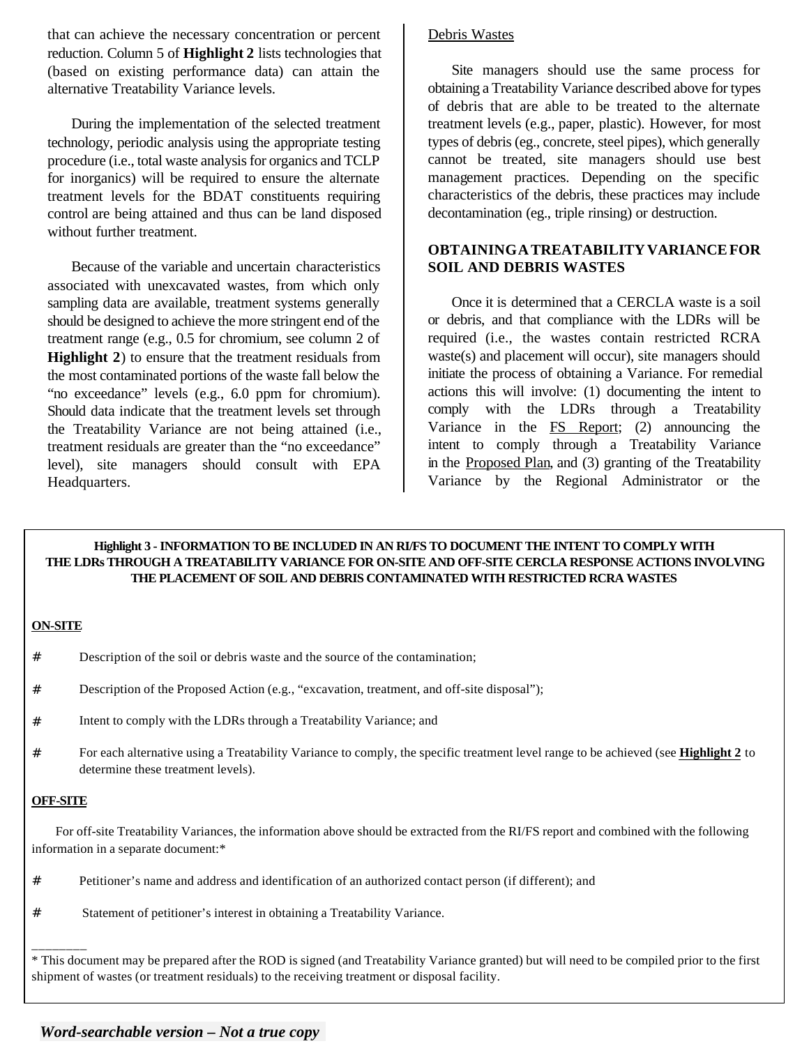that can achieve the necessary concentration or percent reduction. Column 5 of **Highlight 2** lists technologies that (based on existing performance data) can attain the alternative Treatability Variance levels.

During the implementation of the selected treatment technology, periodic analysis using the appropriate testing procedure (i.e., total waste analysis for organics and TCLP for inorganics) will be required to ensure the alternate treatment levels for the BDAT constituents requiring control are being attained and thus can be land disposed without further treatment.

Because of the variable and uncertain characteristics associated with unexcavated wastes, from which only sampling data are available, treatment systems generally should be designed to achieve the more stringent end of the treatment range (e.g., 0.5 for chromium, see column 2 of **Highlight 2**) to ensure that the treatment residuals from the most contaminated portions of the waste fall below the "no exceedance" levels (e.g., 6.0 ppm for chromium). Should data indicate that the treatment levels set through the Treatability Variance are not being attained (i.e., treatment residuals are greater than the "no exceedance" level), site managers should consult with EPA Headquarters.

Debris Wastes

Site managers should use the same process for obtaining a Treatability Variance described above for types of debris that are able to be treated to the alternate treatment levels (e.g., paper, plastic). However, for most types of debris (eg., concrete, steel pipes), which generally cannot be treated, site managers should use best management practices. Depending on the specific characteristics of the debris, these practices may include decontamination (eg., triple rinsing) or destruction.

## OBTAINING A TREATABILITY VARIANCE FOR SOIL AND DEBRIS WASTES

Once it is determined that a CERCLA waste is a soil or debris, and that compliance with the LDRs will be required (i.e., the wastes contain restricted RCRA waste(s) and placement will occur), site managers should initiate the process of obtaining a Variance. For remedial actions this will involve: (1) documenting the intent to comply with the LDRs through a Treatability Variance in the FS Report; (2) announcing the intent to comply through a Treatability Variance in the Proposed Plan, and (3) granting of the Treatability Variance by the Regional Administrator or the

**Highlight 3 - INFORMATION TO BE INCLUDED IN AN RI/FS TO DOCUMENT THE INTENT TO COMPLY WITH THE LDRs THROUGH A TREATABILITY VARIANCE FOR ON-SITE AND OFF-SITE CERCLA RESPONSE ACTIONS INVOLVING THE PLACEMENT OF SOIL AND DEBRIS CONTAMINATED WITH RESTRICTED RCRA WASTES**

**ON-SITE**

- Description of the soil or debris waste and the source of the contamination;
- Description of the Proposed Action (e.g., "excavation, treatment, and off-site disposal");
- Intent to comply with the LDRs through a Treatability Variance; and
- For each alternative using a Treatability Variance to comply, the specific treatment level range to be achieved (see **Highlight 2** to determine these treatment levels).

**OFF-SITE**

For off-site Treatability Variances, the information above should be extracted from the RI/FS report and combined with the following information in a separate document:*

- Petitioner's name and address and identification of an authorized contact person (if different); and
- Statement of petitioner's interest in obtaining a Treatability Variance.

________

* This document may be prepared after the ROD is signed (and Treatability Variance granted) but will need to be compiled prior to the first shipment of wastes (or treatment residuals) to the receiving treatment or disposal facility.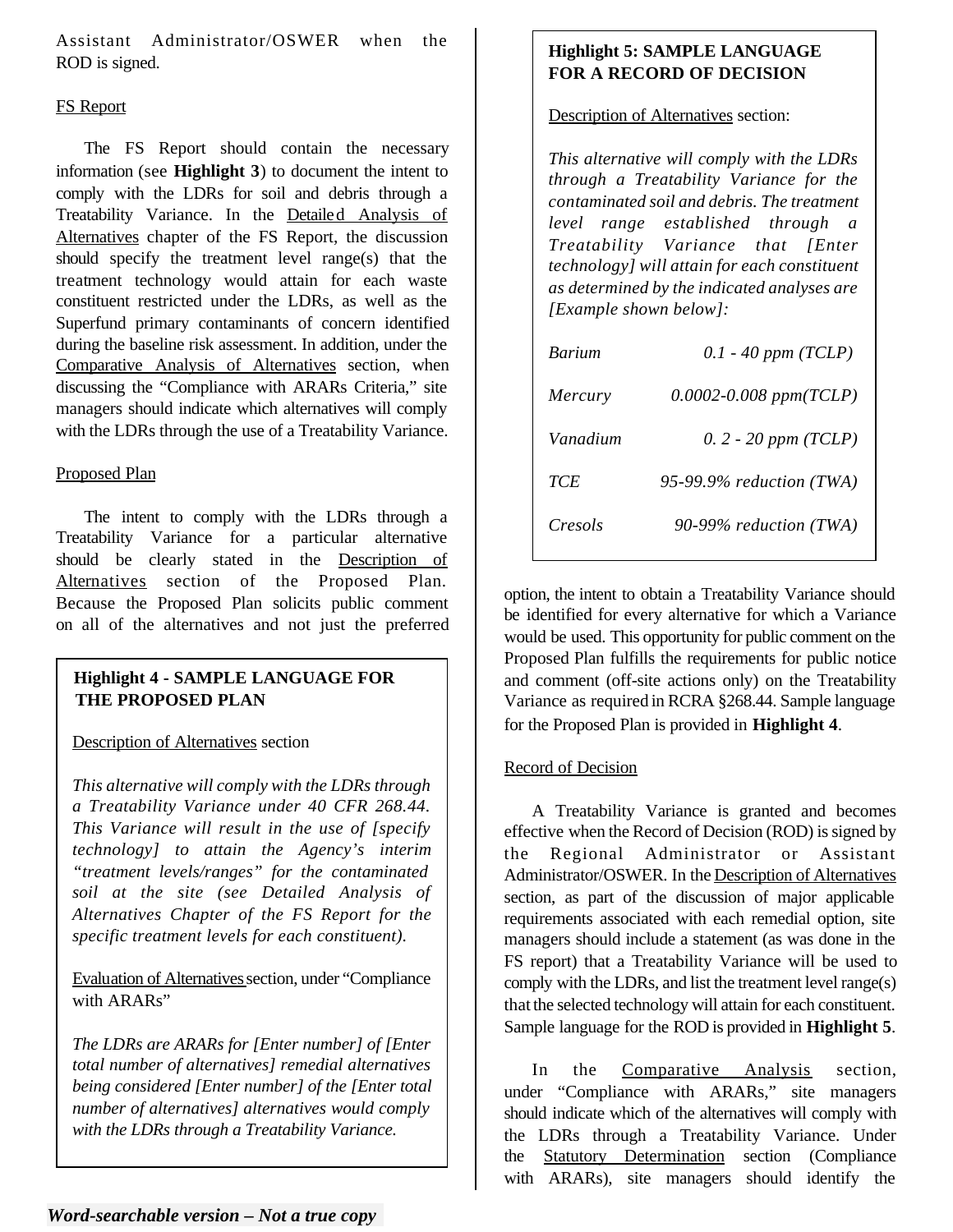Assistant Administrator/OSWER when the ROD is signed.

FS Report

The FS Report should contain the necessary information (see **Highlight 3**) to document the intent to comply with the LDRs for soil and debris through a Treatability Variance. In the Detailed Analysis of Alternatives chapter of the FS Report, the discussion should specify the treatment level range(s) that the treatment technology would attain for each waste constituent restricted under the LDRs, as well as the Superfund primary contaminants of concern identified during the baseline risk assessment. In addition, under the Comparative Analysis of Alternatives section, when discussing the "Compliance with ARARs Criteria," site managers should indicate which alternatives will comply with the LDRs through the use of a Treatability Variance.

Proposed Plan

The intent to comply with the LDRs through a Treatability Variance for a particular alternative should be clearly stated in the Description of Alternatives section of the Proposed Plan. Because the Proposed Plan solicits public comment on all of the alternatives and not just the preferred option, the intent to obtain a Treatability Variance should be identified for every alternative for which a Variance would be used. This opportunity for public comment on the Proposed Plan fulfills the requirements for public notice and comment (off-site actions only) on the Treatability Variance as required in RCRA §268.44. Sample language for the Proposed Plan is provided in **Highlight 4**.

> **Highlight 4 - SAMPLE LANGUAGE FOR THE PROPOSED PLAN**
>
> Description of Alternatives section
>
> *This alternative will comply with the LDRs through a Treatability Variance under 40 CFR 268.44. This Variance will result in the use of [specify technology] to attain the Agency's interim "treatment levels/ranges" for the contaminated soil at the site (see Detailed Analysis of Alternatives Chapter of the FS Report for the specific treatment levels for each constituent).*
>
> Evaluation of Alternatives section, under "Compliance with ARARs"
>
> *The LDRs are ARARs for [Enter number] of [Enter total number of alternatives] remedial alternatives being considered [Enter number] of the [Enter total number of alternatives] alternatives would comply with the LDRs through a Treatability Variance.*

Record of Decision

A Treatability Variance is granted and becomes effective when the Record of Decision (ROD) is signed by the Regional Administrator or Assistant Administrator/OSWER. In the Description of Alternatives section, as part of the discussion of major applicable requirements associated with each remedial option, site managers should include a statement (as was done in the FS report) that a Treatability Variance will be used to comply with the LDRs, and list the treatment level range(s) that the selected technology will attain for each constituent. Sample language for the ROD is provided in **Highlight 5**.

> **Highlight 5: SAMPLE LANGUAGE FOR A RECORD OF DECISION**
>
> Description of Alternatives section:
>
> *This alternative will comply with the LDRs through a Treatability Variance for the contaminated soil and debris. The treatment level range established through a Treatability Variance that [Enter technology] will attain for each constituent as determined by the indicated analyses are [Example shown below]:*
>
> | | |
> |---|---|
> | *Barium* | *0.1 - 40 ppm (TCLP)* |
> | *Mercury* | *0.0002-0.008 ppm(TCLP)* |
> | *Vanadium* | *0. 2 - 20 ppm (TCLP)* |
> | *TCE* | *95-99.9% reduction (TWA)* |
> | *Cresols* | *90-99% reduction (TWA)* |

In the Comparative Analysis section, under "Compliance with ARARs," site managers should indicate which of the alternatives will comply with the LDRs through a Treatability Variance. Under the Statutory Determination section (Compliance with ARARs), site managers should identify the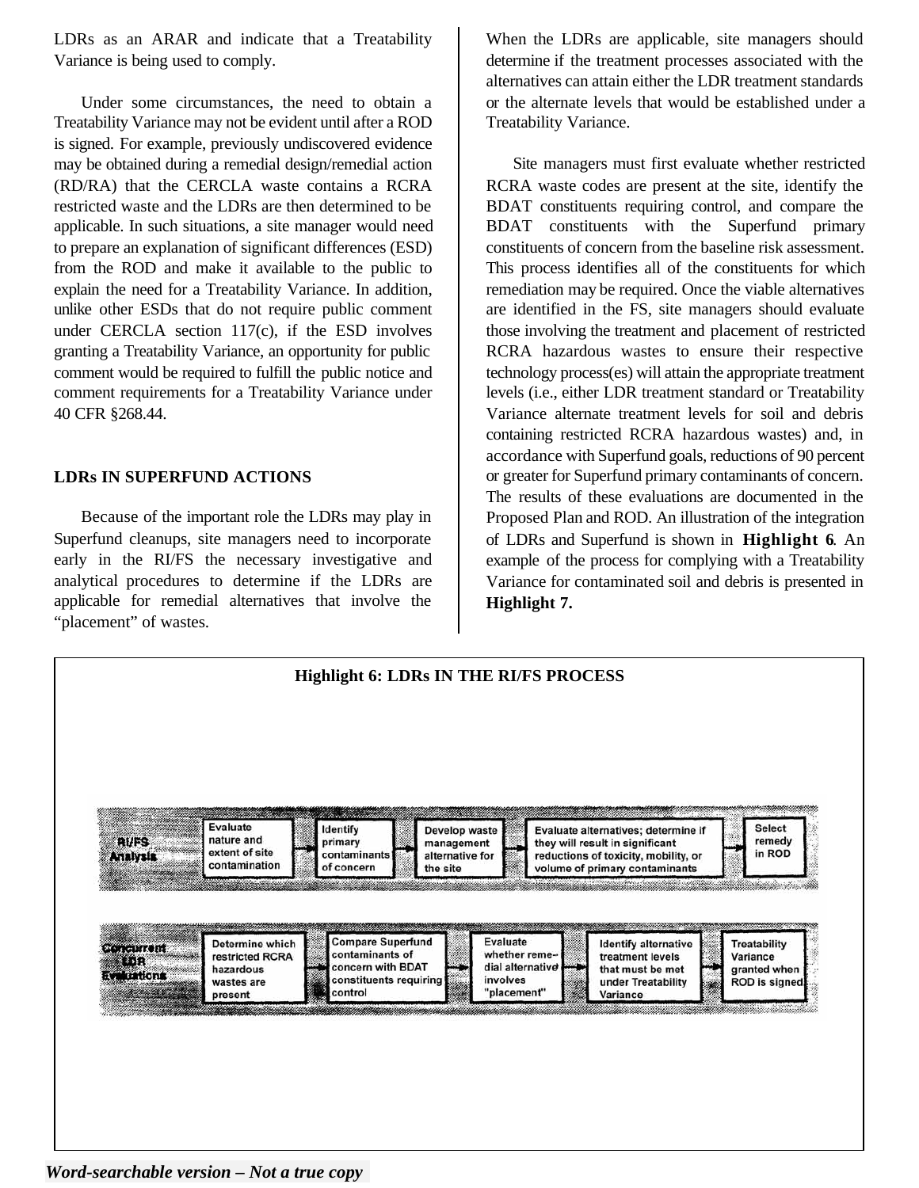LDRs as an ARAR and indicate that a Treatability Variance is being used to comply.

Under some circumstances, the need to obtain a Treatability Variance may not be evident until after a ROD is signed. For example, previously undiscovered evidence may be obtained during a remedial design/remedial action (RD/RA) that the CERCLA waste contains a RCRA restricted waste and the LDRs are then determined to be applicable. In such situations, a site manager would need to prepare an explanation of significant differences (ESD) from the ROD and make it available to the public to explain the need for a Treatability Variance. In addition, unlike other ESDs that do not require public comment under CERCLA section 117(c), if the ESD involves granting a Treatability Variance, an opportunity for public comment would be required to fulfill the public notice and comment requirements for a Treatability Variance under 40 CFR §268.44.

## LDRs IN SUPERFUND ACTIONS

Because of the important role the LDRs may play in Superfund cleanups, site managers need to incorporate early in the RI/FS the necessary investigative and analytical procedures to determine if the LDRs are applicable for remedial alternatives that involve the "placement" of wastes. When the LDRs are applicable, site managers should determine if the treatment processes associated with the alternatives can attain either the LDR treatment standards or the alternate levels that would be established under a Treatability Variance.

Site managers must first evaluate whether restricted RCRA waste codes are present at the site, identify the BDAT constituents requiring control, and compare the BDAT constituents with the Superfund primary constituents of concern from the baseline risk assessment. This process identifies all of the constituents for which remediation may be required. Once the viable alternatives are identified in the FS, site managers should evaluate those involving the treatment and placement of restricted RCRA hazardous wastes to ensure their respective technology process(es) will attain the appropriate treatment levels (i.e., either LDR treatment standard or Treatability Variance alternate treatment levels for soil and debris containing restricted RCRA hazardous wastes) and, in accordance with Superfund goals, reductions of 90 percent or greater for Superfund primary contaminants of concern. The results of these evaluations are documented in the Proposed Plan and ROD. An illustration of the integration of LDRs and Superfund is shown in **Highlight 6**. An example of the process for complying with a Treatability Variance for contaminated soil and debris is presented in **Highlight 7.**

**Highlight 6: LDRs IN THE RI/FS PROCESS**

**RI/FS Analysis:** Evaluate nature and extent of site contamination → Identify primary contaminants of concern → Develop waste management alternative for the site → Evaluate alternatives; determine if they will result in significant reductions of toxicity, mobility, or volume of primary contaminants → Select remedy in ROD

**Concurrent LDR Evaluations:** Determine which restricted RCRA hazardous wastes are present → Compare Superfund contaminants of concern with BDAT constituents requiring control → Evaluate whether remedial alternative involves "placement" → Identify alternative treatment levels that must be met under Treatability Variance → Treatability Variance granted when ROD is signed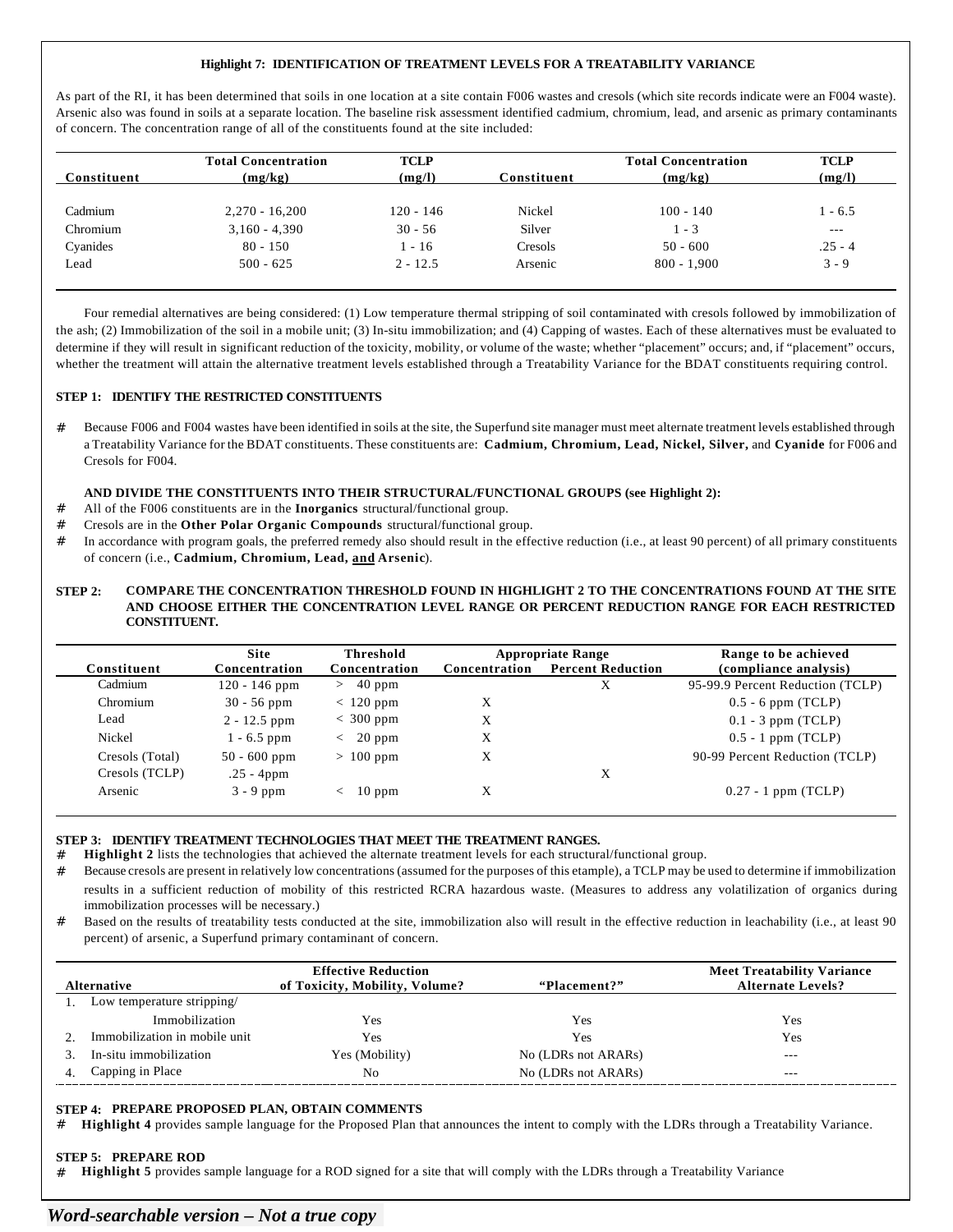### Highlight 7: IDENTIFICATION OF TREATMENT LEVELS FOR A TREATABILITY VARIANCE

As part of the RI, it has been determined that soils in one location at a site contain F006 wastes and cresols (which site records indicate were an F004 waste). Arsenic also was found in soils at a separate location. The baseline risk assessment identified cadmium, chromium, lead, and arsenic as primary contaminants of concern. The concentration range of all of the constituents found at the site included:

| Constituent | Total Concentration (mg/kg) | TCLP (mg/l) | Constituent | Total Concentration (mg/kg) | TCLP (mg/l) |
|---|---|---|---|---|---|
| Cadmium | 2,270 - 16,200 | 120 - 146 | Nickel | 100 - 140 | 1 - 6.5 |
| Chromium | 3,160 - 4,390 | 30 - 56 | Silver | 1 - 3 | --- |
| Cyanides | 80 - 150 | 1 - 16 | Cresols | 50 - 600 | .25 - 4 |
| Lead | 500 - 625 | 2 - 12.5 | Arsenic | 800 - 1,900 | 3 - 9 |

Four remedial alternatives are being considered: (1) Low temperature thermal stripping of soil contaminated with cresols followed by immobilization of the ash; (2) Immobilization of the soil in a mobile unit; (3) In-situ immobilization; and (4) Capping of wastes. Each of these alternatives must be evaluated to determine if they will result in significant reduction of the toxicity, mobility, or volume of the waste; whether "placement" occurs; and, if "placement" occurs, whether the treatment will attain the alternative treatment levels established through a Treatability Variance for the BDAT constituents requiring control.

**STEP 1: IDENTIFY THE RESTRICTED CONSTITUENTS**

- Because F006 and F004 wastes have been identified in soils at the site, the Superfund site manager must meet alternate treatment levels established through a Treatability Variance for the BDAT constituents. These constituents are: **Cadmium, Chromium, Lead, Nickel, Silver,** and **Cyanide** for F006 and Cresols for F004.

**AND DIVIDE THE CONSTITUENTS INTO THEIR STRUCTURAL/FUNCTIONAL GROUPS (see Highlight 2):**

- All of the F006 constituents are in the **Inorganics** structural/functional group.
- Cresols are in the **Other Polar Organic Compounds** structural/functional group.
- In accordance with program goals, the preferred remedy also should result in the effective reduction (i.e., at least 90 percent) of all primary constituents of concern (i.e., **Cadmium, Chromium, Lead, and Arsenic**).

**STEP 2: COMPARE THE CONCENTRATION THRESHOLD FOUND IN HIGHLIGHT 2 TO THE CONCENTRATIONS FOUND AT THE SITE AND CHOOSE EITHER THE CONCENTRATION LEVEL RANGE OR PERCENT REDUCTION RANGE FOR EACH RESTRICTED CONSTITUENT.**

| Constituent | Site Concentration | Threshold Concentration | Appropriate Range: Concentration | Appropriate Range: Percent Reduction | Range to be achieved (compliance analysis) |
|---|---|---|---|---|---|
| Cadmium | 120 - 146 ppm | > 40 ppm | | X | 95-99.9 Percent Reduction (TCLP) |
| Chromium | 30 - 56 ppm | < 120 ppm | X | | 0.5 - 6 ppm (TCLP) |
| Lead | 2 - 12.5 ppm | < 300 ppm | X | | 0.1 - 3 ppm (TCLP) |
| Nickel | 1 - 6.5 ppm | < 20 ppm | X | | 0.5 - 1 ppm (TCLP) |
| Cresols (Total) | 50 - 600 ppm | > 100 ppm | X | | 90-99 Percent Reduction (TCLP) |
| Cresols (TCLP) | .25 - 4ppm | | | X | |
| Arsenic | 3 - 9 ppm | < 10 ppm | X | | 0.27 - 1 ppm (TCLP) |

**STEP 3: IDENTIFY TREATMENT TECHNOLOGIES THAT MEET THE TREATMENT RANGES.**

- **Highlight 2** lists the technologies that achieved the alternate treatment levels for each structural/functional group.
- Because cresols are present in relatively low concentrations (assumed for the purposes of this etample), a TCLP may be used to determine if immobilization results in a sufficient reduction of mobility of this restricted RCRA hazardous waste. (Measures to address any volatilization of organics during immobilization processes will be necessary.)
- Based on the results of treatability tests conducted at the site, immobilization also will result in the effective reduction in leachability (i.e., at least 90 percent) of arsenic, a Superfund primary contaminant of concern.

| Alternative | Effective Reduction of Toxicity, Mobility, Volume? | "Placement?" | Meet Treatability Variance Alternate Levels? |
|---|---|---|---|
| 1. Low temperature stripping/ Immobilization | Yes | Yes | Yes |
| 2. Immobilization in mobile unit | Yes | Yes | Yes |
| 3. In-situ immobilization | Yes (Mobility) | No (LDRs not ARARs) | --- |
| 4. Capping in Place | No | No (LDRs not ARARs) | --- |

**STEP 4: PREPARE PROPOSED PLAN, OBTAIN COMMENTS**

- **Highlight 4** provides sample language for the Proposed Plan that announces the intent to comply with the LDRs through a Treatability Variance.

**STEP 5: PREPARE ROD**

- **Highlight 5** provides sample language for a ROD signed for a site that will comply with the LDRs through a Treatability Variance

*Word-searchable version – Not a true copy*